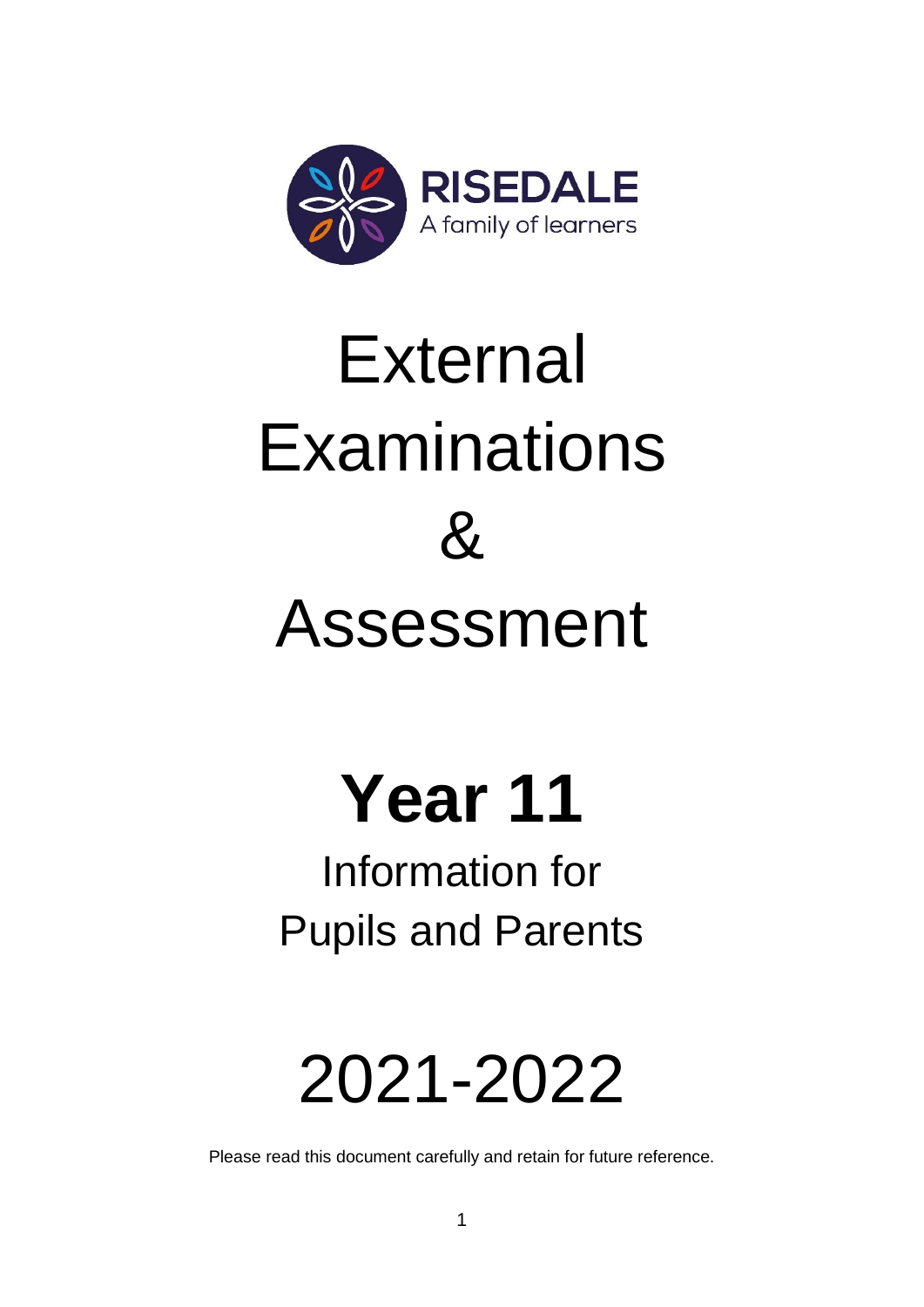RISEDALE

A family of learners

# External Examinations & Assessment

# Year 11

## Information for Pupils and Parents

# 2021-2022

Please read this document carefully and retain for future reference.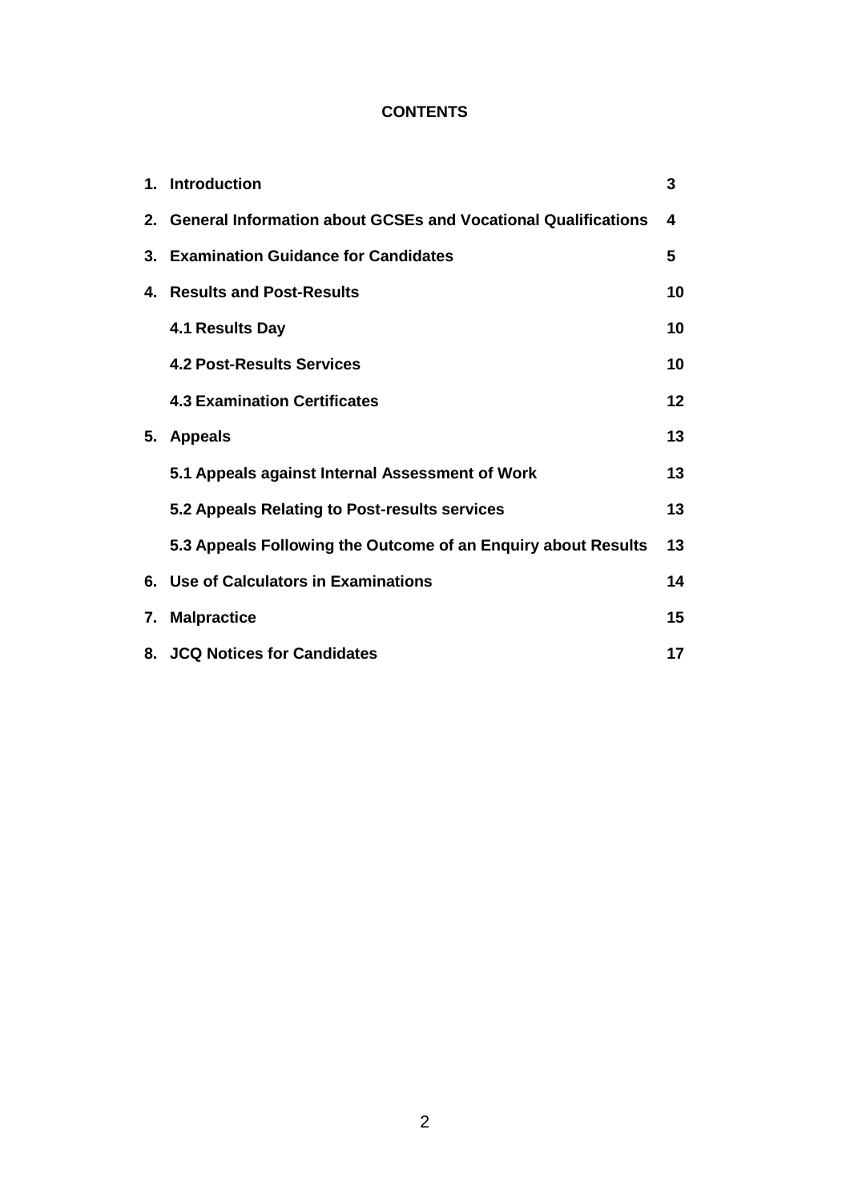# CONTENTS

| | | |
|---|---|---|
| 1. | **Introduction** | **3** |
| 2. | **General Information about GCSEs and Vocational Qualifications** | **4** |
| 3. | **Examination Guidance for Candidates** | **5** |
| 4. | **Results and Post-Results** | **10** |
| | **4.1 Results Day** | **10** |
| | **4.2 Post-Results Services** | **10** |
| | **4.3 Examination Certificates** | **12** |
| 5. | **Appeals** | **13** |
| | **5.1 Appeals against Internal Assessment of Work** | **13** |
| | **5.2 Appeals Relating to Post-results services** | **13** |
| | **5.3 Appeals Following the Outcome of an Enquiry about Results** | **13** |
| 6. | **Use of Calculators in Examinations** | **14** |
| 7. | **Malpractice** | **15** |
| 8. | **JCQ Notices for Candidates** | **17** |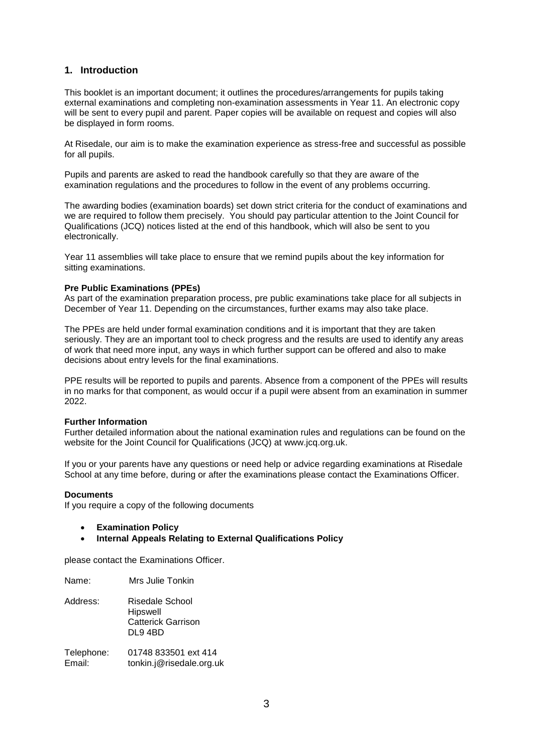## 1. Introduction

This booklet is an important document; it outlines the procedures/arrangements for pupils taking external examinations and completing non-examination assessments in Year 11. An electronic copy will be sent to every pupil and parent. Paper copies will be available on request and copies will also be displayed in form rooms.

At Risedale, our aim is to make the examination experience as stress-free and successful as possible for all pupils.

Pupils and parents are asked to read the handbook carefully so that they are aware of the examination regulations and the procedures to follow in the event of any problems occurring.

The awarding bodies (examination boards) set down strict criteria for the conduct of examinations and we are required to follow them precisely. You should pay particular attention to the Joint Council for Qualifications (JCQ) notices listed at the end of this handbook, which will also be sent to you electronically.

Year 11 assemblies will take place to ensure that we remind pupils about the key information for sitting examinations.

**Pre Public Examinations (PPEs)**
As part of the examination preparation process, pre public examinations take place for all subjects in December of Year 11. Depending on the circumstances, further exams may also take place.

The PPEs are held under formal examination conditions and it is important that they are taken seriously. They are an important tool to check progress and the results are used to identify any areas of work that need more input, any ways in which further support can be offered and also to make decisions about entry levels for the final examinations.

PPE results will be reported to pupils and parents. Absence from a component of the PPEs will results in no marks for that component, as would occur if a pupil were absent from an examination in summer 2022.

**Further Information**
Further detailed information about the national examination rules and regulations can be found on the website for the Joint Council for Qualifications (JCQ) at www.jcq.org.uk.

If you or your parents have any questions or need help or advice regarding examinations at Risedale School at any time before, during or after the examinations please contact the Examinations Officer.

**Documents**
If you require a copy of the following documents

- **Examination Policy**
- **Internal Appeals Relating to External Qualifications Policy**

please contact the Examinations Officer.

Name: Mrs Julie Tonkin

Address: Risedale School
Hipswell
Catterick Garrison
DL9 4BD

Telephone: 01748 833501 ext 414
Email: tonkin.j@risedale.org.uk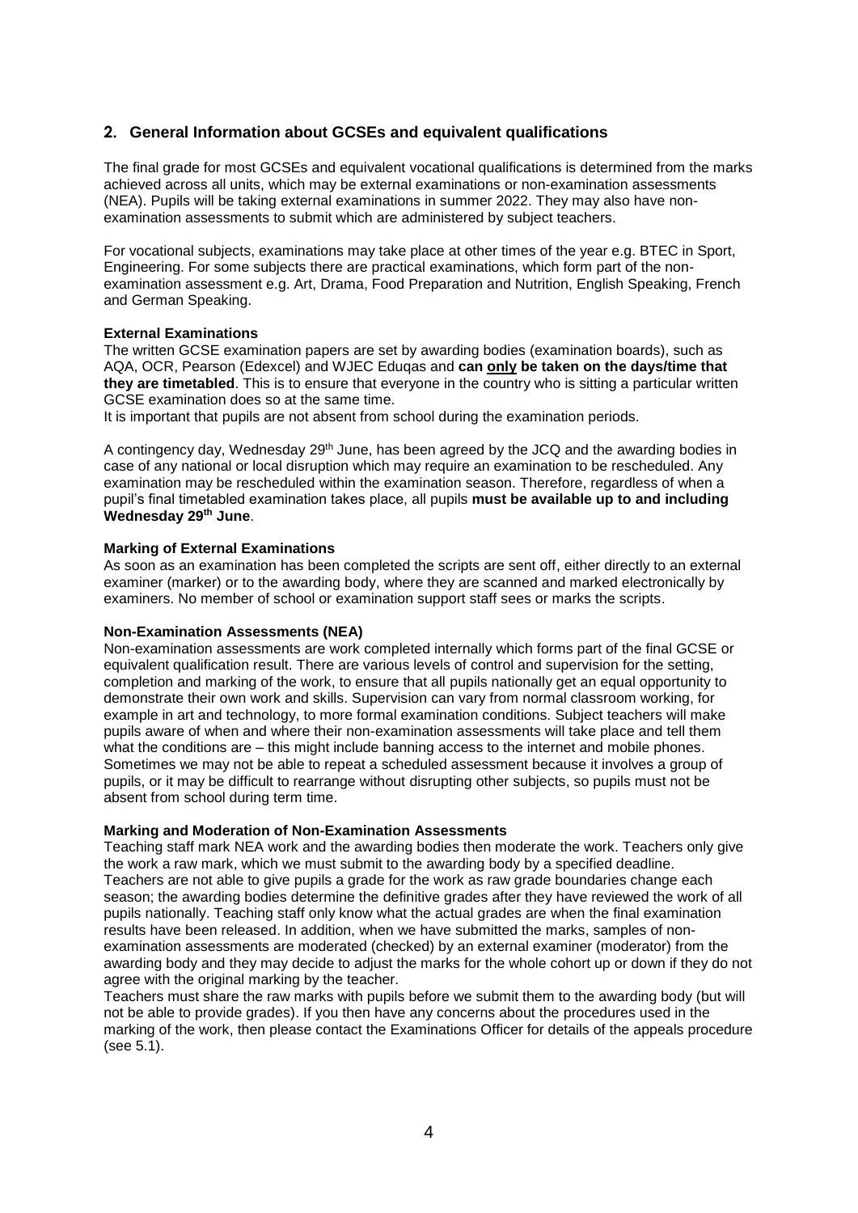## 2. General Information about GCSEs and equivalent qualifications

The final grade for most GCSEs and equivalent vocational qualifications is determined from the marks achieved across all units, which may be external examinations or non-examination assessments (NEA). Pupils will be taking external examinations in summer 2022. They may also have non-examination assessments to submit which are administered by subject teachers.

For vocational subjects, examinations may take place at other times of the year e.g. BTEC in Sport, Engineering. For some subjects there are practical examinations, which form part of the non-examination assessment e.g. Art, Drama, Food Preparation and Nutrition, English Speaking, French and German Speaking.

**External Examinations**

The written GCSE examination papers are set by awarding bodies (examination boards), such as AQA, OCR, Pearson (Edexcel) and WJEC Eduqas and **can <u>only</u> be taken on the days/time that they are timetabled**. This is to ensure that everyone in the country who is sitting a particular written GCSE examination does so at the same time.

It is important that pupils are not absent from school during the examination periods.

A contingency day, Wednesday 29th June, has been agreed by the JCQ and the awarding bodies in case of any national or local disruption which may require an examination to be rescheduled. Any examination may be rescheduled within the examination season. Therefore, regardless of when a pupil's final timetabled examination takes place, all pupils **must be available up to and including Wednesday 29th June**.

**Marking of External Examinations**

As soon as an examination has been completed the scripts are sent off, either directly to an external examiner (marker) or to the awarding body, where they are scanned and marked electronically by examiners. No member of school or examination support staff sees or marks the scripts.

**Non-Examination Assessments (NEA)**

Non-examination assessments are work completed internally which forms part of the final GCSE or equivalent qualification result. There are various levels of control and supervision for the setting, completion and marking of the work, to ensure that all pupils nationally get an equal opportunity to demonstrate their own work and skills. Supervision can vary from normal classroom working, for example in art and technology, to more formal examination conditions. Subject teachers will make pupils aware of when and where their non-examination assessments will take place and tell them what the conditions are – this might include banning access to the internet and mobile phones. Sometimes we may not be able to repeat a scheduled assessment because it involves a group of pupils, or it may be difficult to rearrange without disrupting other subjects, so pupils must not be absent from school during term time.

**Marking and Moderation of Non-Examination Assessments**

Teaching staff mark NEA work and the awarding bodies then moderate the work. Teachers only give the work a raw mark, which we must submit to the awarding body by a specified deadline.

Teachers are not able to give pupils a grade for the work as raw grade boundaries change each season; the awarding bodies determine the definitive grades after they have reviewed the work of all pupils nationally. Teaching staff only know what the actual grades are when the final examination results have been released. In addition, when we have submitted the marks, samples of non-examination assessments are moderated (checked) by an external examiner (moderator) from the awarding body and they may decide to adjust the marks for the whole cohort up or down if they do not agree with the original marking by the teacher.

Teachers must share the raw marks with pupils before we submit them to the awarding body (but will not be able to provide grades). If you then have any concerns about the procedures used in the marking of the work, then please contact the Examinations Officer for details of the appeals procedure (see 5.1).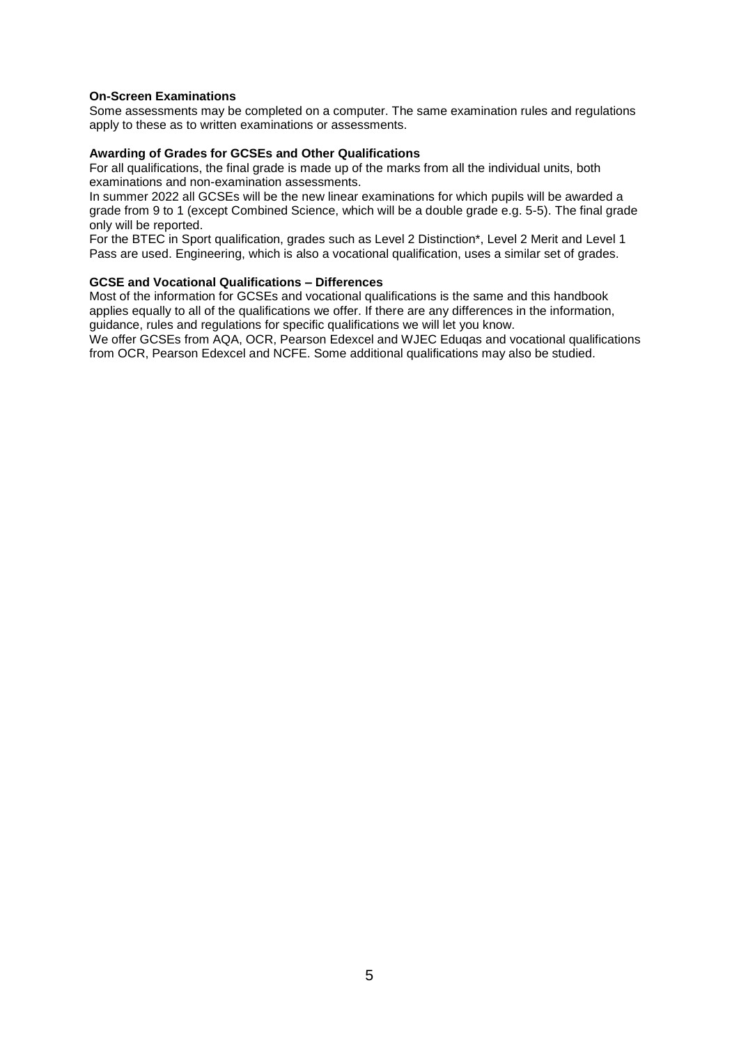**On-Screen Examinations**

Some assessments may be completed on a computer. The same examination rules and regulations apply to these as to written examinations or assessments.

**Awarding of Grades for GCSEs and Other Qualifications**

For all qualifications, the final grade is made up of the marks from all the individual units, both examinations and non-examination assessments.

In summer 2022 all GCSEs will be the new linear examinations for which pupils will be awarded a grade from 9 to 1 (except Combined Science, which will be a double grade e.g. 5-5). The final grade only will be reported.

For the BTEC in Sport qualification, grades such as Level 2 Distinction*, Level 2 Merit and Level 1 Pass are used. Engineering, which is also a vocational qualification, uses a similar set of grades.

**GCSE and Vocational Qualifications – Differences**

Most of the information for GCSEs and vocational qualifications is the same and this handbook applies equally to all of the qualifications we offer. If there are any differences in the information, guidance, rules and regulations for specific qualifications we will let you know.

We offer GCSEs from AQA, OCR, Pearson Edexcel and WJEC Eduqas and vocational qualifications from OCR, Pearson Edexcel and NCFE. Some additional qualifications may also be studied.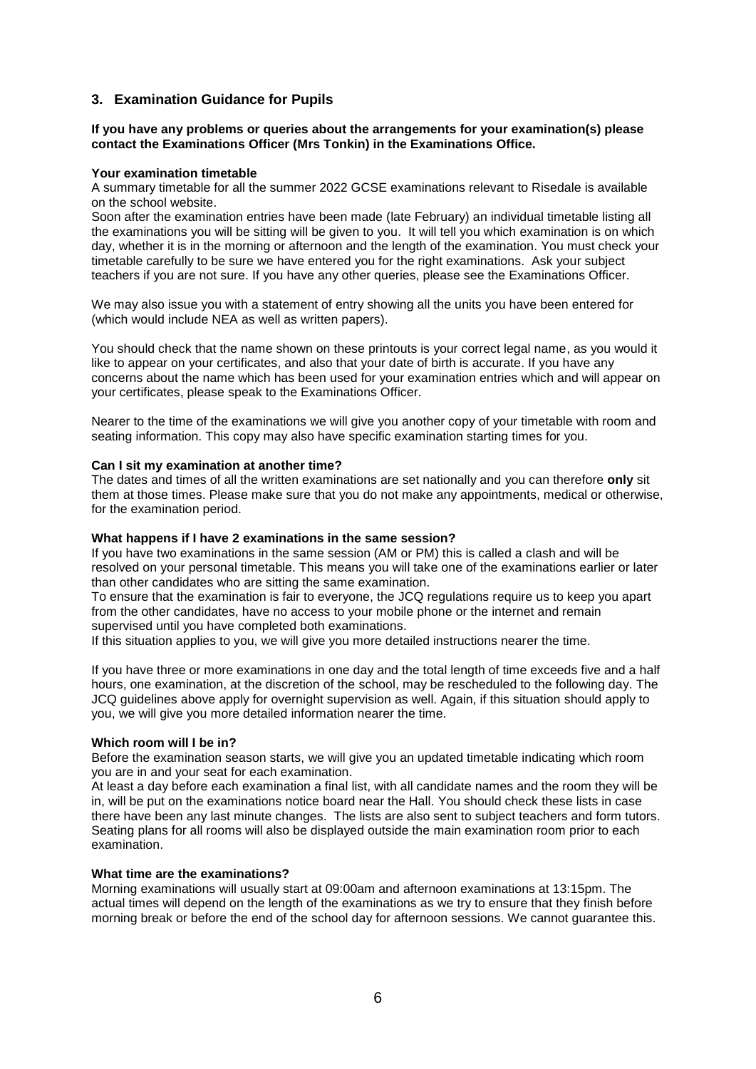## 3. Examination Guidance for Pupils

**If you have any problems or queries about the arrangements for your examination(s) please contact the Examinations Officer (Mrs Tonkin) in the Examinations Office.**

**Your examination timetable**

A summary timetable for all the summer 2022 GCSE examinations relevant to Risedale is available on the school website.

Soon after the examination entries have been made (late February) an individual timetable listing all the examinations you will be sitting will be given to you. It will tell you which examination is on which day, whether it is in the morning or afternoon and the length of the examination. You must check your timetable carefully to be sure we have entered you for the right examinations. Ask your subject teachers if you are not sure. If you have any other queries, please see the Examinations Officer.

We may also issue you with a statement of entry showing all the units you have been entered for (which would include NEA as well as written papers).

You should check that the name shown on these printouts is your correct legal name, as you would it like to appear on your certificates, and also that your date of birth is accurate. If you have any concerns about the name which has been used for your examination entries which and will appear on your certificates, please speak to the Examinations Officer.

Nearer to the time of the examinations we will give you another copy of your timetable with room and seating information. This copy may also have specific examination starting times for you.

**Can I sit my examination at another time?**

The dates and times of all the written examinations are set nationally and you can therefore **only** sit them at those times. Please make sure that you do not make any appointments, medical or otherwise, for the examination period.

**What happens if I have 2 examinations in the same session?**

If you have two examinations in the same session (AM or PM) this is called a clash and will be resolved on your personal timetable. This means you will take one of the examinations earlier or later than other candidates who are sitting the same examination.

To ensure that the examination is fair to everyone, the JCQ regulations require us to keep you apart from the other candidates, have no access to your mobile phone or the internet and remain supervised until you have completed both examinations.

If this situation applies to you, we will give you more detailed instructions nearer the time.

If you have three or more examinations in one day and the total length of time exceeds five and a half hours, one examination, at the discretion of the school, may be rescheduled to the following day. The JCQ guidelines above apply for overnight supervision as well. Again, if this situation should apply to you, we will give you more detailed information nearer the time.

**Which room will I be in?**

Before the examination season starts, we will give you an updated timetable indicating which room you are in and your seat for each examination.

At least a day before each examination a final list, with all candidate names and the room they will be in, will be put on the examinations notice board near the Hall. You should check these lists in case there have been any last minute changes. The lists are also sent to subject teachers and form tutors. Seating plans for all rooms will also be displayed outside the main examination room prior to each examination.

**What time are the examinations?**

Morning examinations will usually start at 09:00am and afternoon examinations at 13:15pm. The actual times will depend on the length of the examinations as we try to ensure that they finish before morning break or before the end of the school day for afternoon sessions. We cannot guarantee this.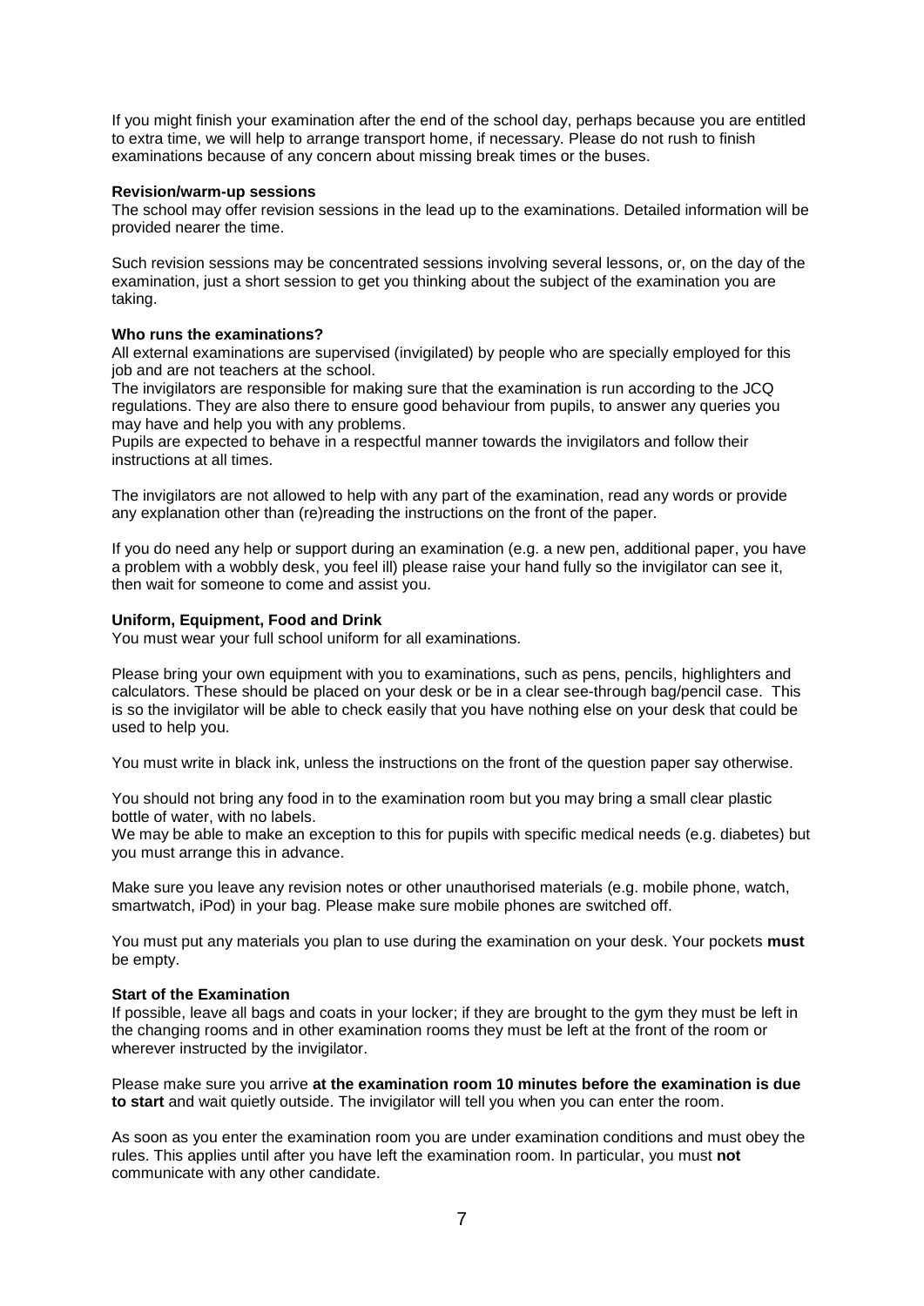If you might finish your examination after the end of the school day, perhaps because you are entitled to extra time, we will help to arrange transport home, if necessary. Please do not rush to finish examinations because of any concern about missing break times or the buses.

**Revision/warm-up sessions**

The school may offer revision sessions in the lead up to the examinations. Detailed information will be provided nearer the time.

Such revision sessions may be concentrated sessions involving several lessons, or, on the day of the examination, just a short session to get you thinking about the subject of the examination you are taking.

**Who runs the examinations?**

All external examinations are supervised (invigilated) by people who are specially employed for this job and are not teachers at the school.

The invigilators are responsible for making sure that the examination is run according to the JCQ regulations. They are also there to ensure good behaviour from pupils, to answer any queries you may have and help you with any problems.

Pupils are expected to behave in a respectful manner towards the invigilators and follow their instructions at all times.

The invigilators are not allowed to help with any part of the examination, read any words or provide any explanation other than (re)reading the instructions on the front of the paper.

If you do need any help or support during an examination (e.g. a new pen, additional paper, you have a problem with a wobbly desk, you feel ill) please raise your hand fully so the invigilator can see it, then wait for someone to come and assist you.

**Uniform, Equipment, Food and Drink**

You must wear your full school uniform for all examinations.

Please bring your own equipment with you to examinations, such as pens, pencils, highlighters and calculators. These should be placed on your desk or be in a clear see-through bag/pencil case. This is so the invigilator will be able to check easily that you have nothing else on your desk that could be used to help you.

You must write in black ink, unless the instructions on the front of the question paper say otherwise.

You should not bring any food in to the examination room but you may bring a small clear plastic bottle of water, with no labels.

We may be able to make an exception to this for pupils with specific medical needs (e.g. diabetes) but you must arrange this in advance.

Make sure you leave any revision notes or other unauthorised materials (e.g. mobile phone, watch, smartwatch, iPod) in your bag. Please make sure mobile phones are switched off.

You must put any materials you plan to use during the examination on your desk. Your pockets **must** be empty.

**Start of the Examination**

If possible, leave all bags and coats in your locker; if they are brought to the gym they must be left in the changing rooms and in other examination rooms they must be left at the front of the room or wherever instructed by the invigilator.

Please make sure you arrive **at the examination room 10 minutes before the examination is due to start** and wait quietly outside. The invigilator will tell you when you can enter the room.

As soon as you enter the examination room you are under examination conditions and must obey the rules. This applies until after you have left the examination room. In particular, you must **not** communicate with any other candidate.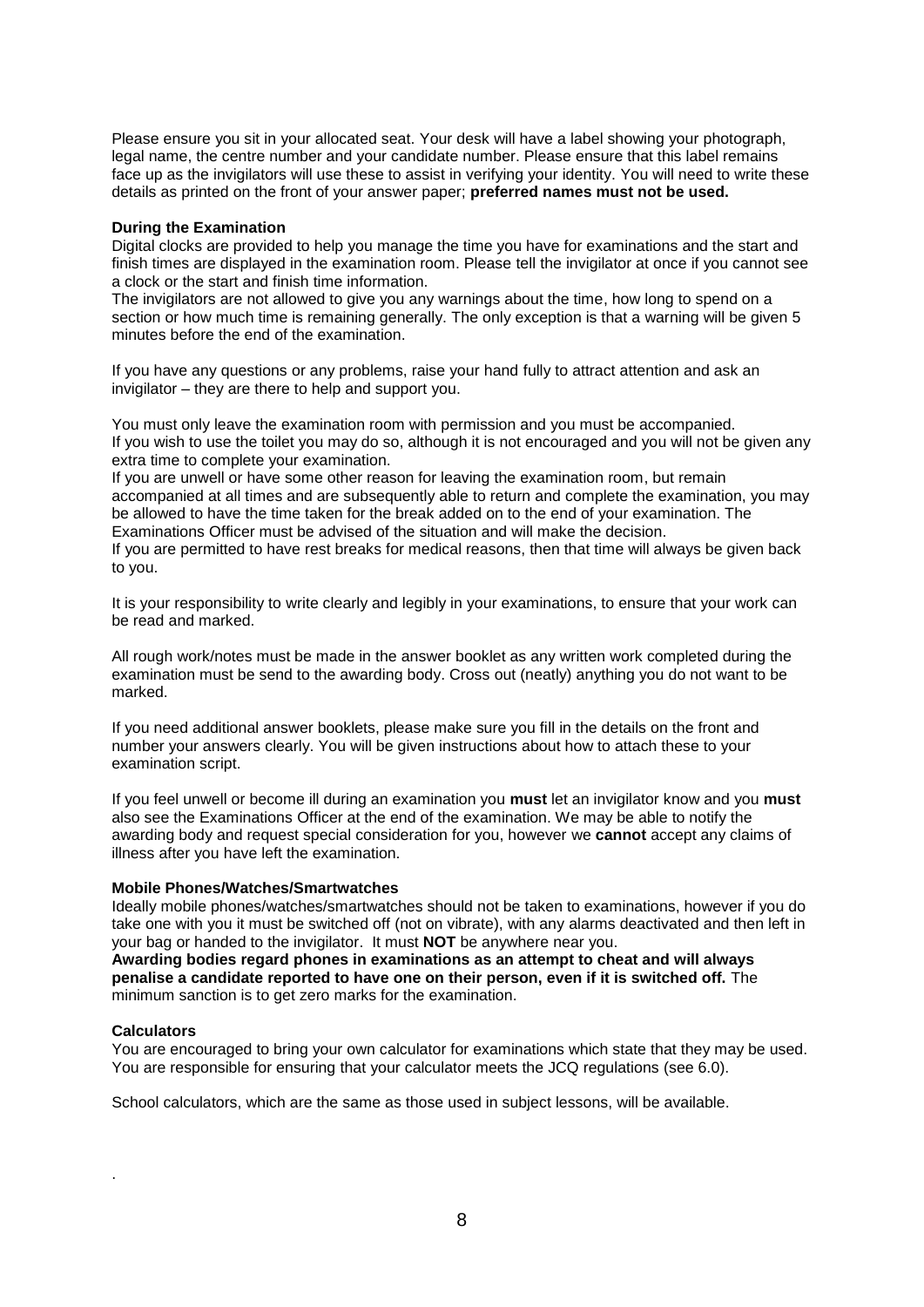Please ensure you sit in your allocated seat. Your desk will have a label showing your photograph, legal name, the centre number and your candidate number. Please ensure that this label remains face up as the invigilators will use these to assist in verifying your identity. You will need to write these details as printed on the front of your answer paper; **preferred names must not be used.**

**During the Examination**

Digital clocks are provided to help you manage the time you have for examinations and the start and finish times are displayed in the examination room. Please tell the invigilator at once if you cannot see a clock or the start and finish time information.

The invigilators are not allowed to give you any warnings about the time, how long to spend on a section or how much time is remaining generally. The only exception is that a warning will be given 5 minutes before the end of the examination.

If you have any questions or any problems, raise your hand fully to attract attention and ask an invigilator – they are there to help and support you.

You must only leave the examination room with permission and you must be accompanied.

If you wish to use the toilet you may do so, although it is not encouraged and you will not be given any extra time to complete your examination.

If you are unwell or have some other reason for leaving the examination room, but remain accompanied at all times and are subsequently able to return and complete the examination, you may be allowed to have the time taken for the break added on to the end of your examination. The Examinations Officer must be advised of the situation and will make the decision.

If you are permitted to have rest breaks for medical reasons, then that time will always be given back to you.

It is your responsibility to write clearly and legibly in your examinations, to ensure that your work can be read and marked.

All rough work/notes must be made in the answer booklet as any written work completed during the examination must be send to the awarding body. Cross out (neatly) anything you do not want to be marked.

If you need additional answer booklets, please make sure you fill in the details on the front and number your answers clearly. You will be given instructions about how to attach these to your examination script.

If you feel unwell or become ill during an examination you **must** let an invigilator know and you **must** also see the Examinations Officer at the end of the examination. We may be able to notify the awarding body and request special consideration for you, however we **cannot** accept any claims of illness after you have left the examination.

**Mobile Phones/Watches/Smartwatches**

Ideally mobile phones/watches/smartwatches should not be taken to examinations, however if you do take one with you it must be switched off (not on vibrate), with any alarms deactivated and then left in your bag or handed to the invigilator. It must **NOT** be anywhere near you.

**Awarding bodies regard phones in examinations as an attempt to cheat and will always penalise a candidate reported to have one on their person, even if it is switched off.** The minimum sanction is to get zero marks for the examination.

**Calculators**

You are encouraged to bring your own calculator for examinations which state that they may be used. You are responsible for ensuring that your calculator meets the JCQ regulations (see 6.0).

School calculators, which are the same as those used in subject lessons, will be available.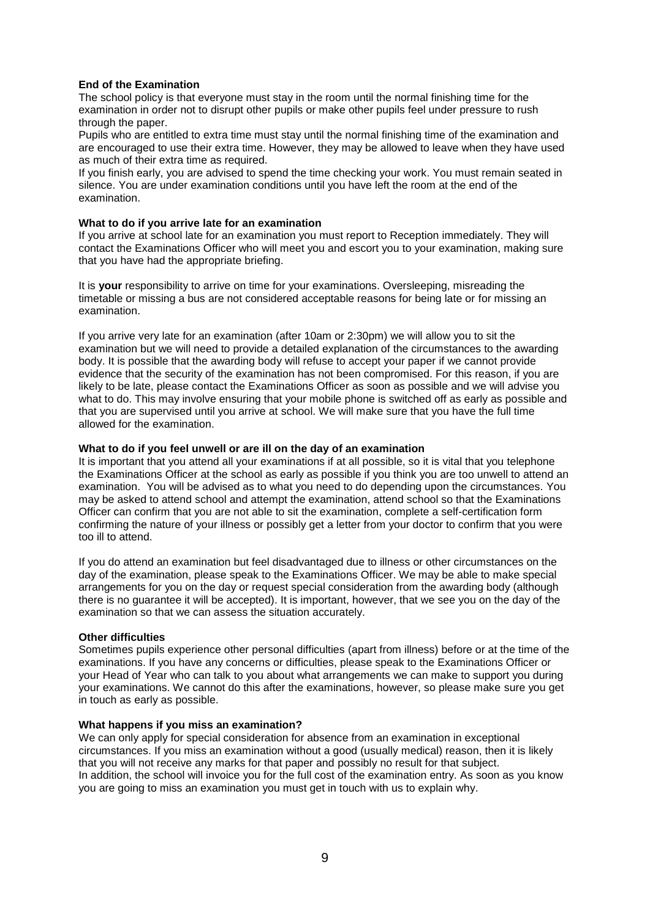**End of the Examination**

The school policy is that everyone must stay in the room until the normal finishing time for the examination in order not to disrupt other pupils or make other pupils feel under pressure to rush through the paper.

Pupils who are entitled to extra time must stay until the normal finishing time of the examination and are encouraged to use their extra time. However, they may be allowed to leave when they have used as much of their extra time as required.

If you finish early, you are advised to spend the time checking your work. You must remain seated in silence. You are under examination conditions until you have left the room at the end of the examination.

**What to do if you arrive late for an examination**

If you arrive at school late for an examination you must report to Reception immediately. They will contact the Examinations Officer who will meet you and escort you to your examination, making sure that you have had the appropriate briefing.

It is **your** responsibility to arrive on time for your examinations. Oversleeping, misreading the timetable or missing a bus are not considered acceptable reasons for being late or for missing an examination.

If you arrive very late for an examination (after 10am or 2:30pm) we will allow you to sit the examination but we will need to provide a detailed explanation of the circumstances to the awarding body. It is possible that the awarding body will refuse to accept your paper if we cannot provide evidence that the security of the examination has not been compromised. For this reason, if you are likely to be late, please contact the Examinations Officer as soon as possible and we will advise you what to do. This may involve ensuring that your mobile phone is switched off as early as possible and that you are supervised until you arrive at school. We will make sure that you have the full time allowed for the examination.

**What to do if you feel unwell or are ill on the day of an examination**

It is important that you attend all your examinations if at all possible, so it is vital that you telephone the Examinations Officer at the school as early as possible if you think you are too unwell to attend an examination. You will be advised as to what you need to do depending upon the circumstances. You may be asked to attend school and attempt the examination, attend school so that the Examinations Officer can confirm that you are not able to sit the examination, complete a self-certification form confirming the nature of your illness or possibly get a letter from your doctor to confirm that you were too ill to attend.

If you do attend an examination but feel disadvantaged due to illness or other circumstances on the day of the examination, please speak to the Examinations Officer. We may be able to make special arrangements for you on the day or request special consideration from the awarding body (although there is no guarantee it will be accepted). It is important, however, that we see you on the day of the examination so that we can assess the situation accurately.

**Other difficulties**

Sometimes pupils experience other personal difficulties (apart from illness) before or at the time of the examinations. If you have any concerns or difficulties, please speak to the Examinations Officer or your Head of Year who can talk to you about what arrangements we can make to support you during your examinations. We cannot do this after the examinations, however, so please make sure you get in touch as early as possible.

**What happens if you miss an examination?**

We can only apply for special consideration for absence from an examination in exceptional circumstances. If you miss an examination without a good (usually medical) reason, then it is likely that you will not receive any marks for that paper and possibly no result for that subject.

In addition, the school will invoice you for the full cost of the examination entry. As soon as you know you are going to miss an examination you must get in touch with us to explain why.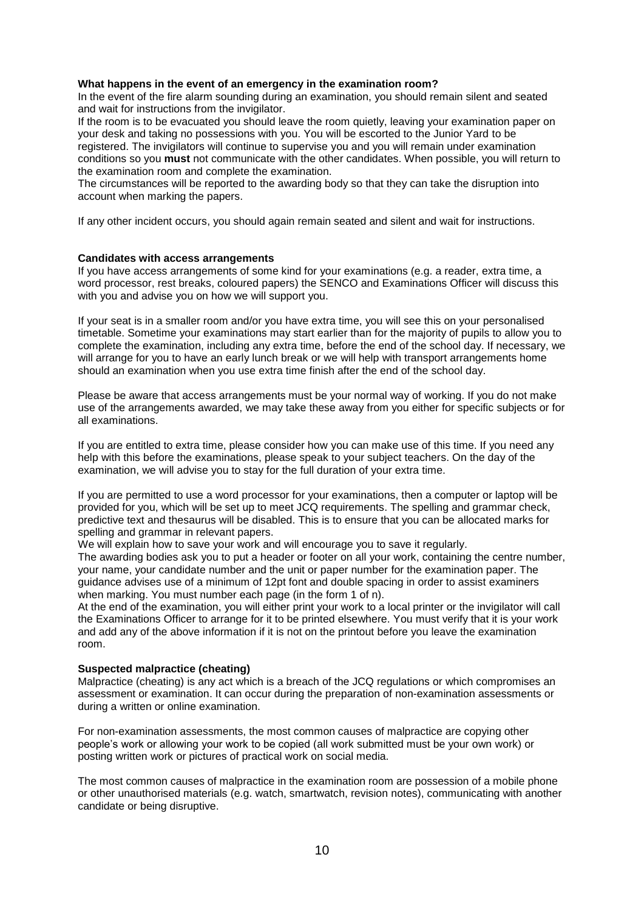**What happens in the event of an emergency in the examination room?**

In the event of the fire alarm sounding during an examination, you should remain silent and seated and wait for instructions from the invigilator.

If the room is to be evacuated you should leave the room quietly, leaving your examination paper on your desk and taking no possessions with you. You will be escorted to the Junior Yard to be registered. The invigilators will continue to supervise you and you will remain under examination conditions so you **must** not communicate with the other candidates. When possible, you will return to the examination room and complete the examination.

The circumstances will be reported to the awarding body so that they can take the disruption into account when marking the papers.

If any other incident occurs, you should again remain seated and silent and wait for instructions.

**Candidates with access arrangements**

If you have access arrangements of some kind for your examinations (e.g. a reader, extra time, a word processor, rest breaks, coloured papers) the SENCO and Examinations Officer will discuss this with you and advise you on how we will support you.

If your seat is in a smaller room and/or you have extra time, you will see this on your personalised timetable. Sometime your examinations may start earlier than for the majority of pupils to allow you to complete the examination, including any extra time, before the end of the school day. If necessary, we will arrange for you to have an early lunch break or we will help with transport arrangements home should an examination when you use extra time finish after the end of the school day.

Please be aware that access arrangements must be your normal way of working. If you do not make use of the arrangements awarded, we may take these away from you either for specific subjects or for all examinations.

If you are entitled to extra time, please consider how you can make use of this time. If you need any help with this before the examinations, please speak to your subject teachers. On the day of the examination, we will advise you to stay for the full duration of your extra time.

If you are permitted to use a word processor for your examinations, then a computer or laptop will be provided for you, which will be set up to meet JCQ requirements. The spelling and grammar check, predictive text and thesaurus will be disabled. This is to ensure that you can be allocated marks for spelling and grammar in relevant papers.

We will explain how to save your work and will encourage you to save it regularly.

The awarding bodies ask you to put a header or footer on all your work, containing the centre number, your name, your candidate number and the unit or paper number for the examination paper. The guidance advises use of a minimum of 12pt font and double spacing in order to assist examiners when marking. You must number each page (in the form 1 of n).

At the end of the examination, you will either print your work to a local printer or the invigilator will call the Examinations Officer to arrange for it to be printed elsewhere. You must verify that it is your work and add any of the above information if it is not on the printout before you leave the examination room.

**Suspected malpractice (cheating)**

Malpractice (cheating) is any act which is a breach of the JCQ regulations or which compromises an assessment or examination. It can occur during the preparation of non-examination assessments or during a written or online examination.

For non-examination assessments, the most common causes of malpractice are copying other people's work or allowing your work to be copied (all work submitted must be your own work) or posting written work or pictures of practical work on social media.

The most common causes of malpractice in the examination room are possession of a mobile phone or other unauthorised materials (e.g. watch, smartwatch, revision notes), communicating with another candidate or being disruptive.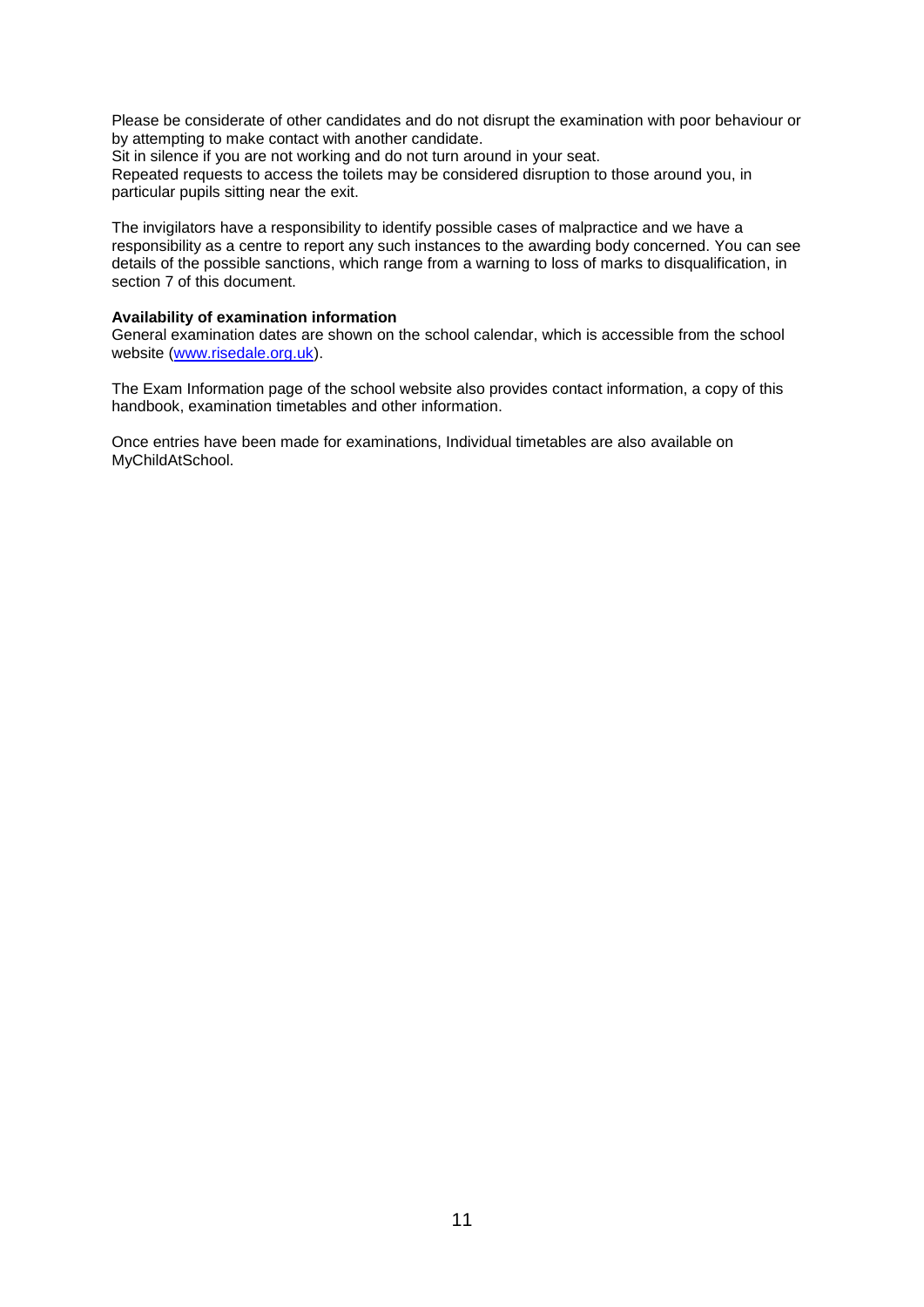Please be considerate of other candidates and do not disrupt the examination with poor behaviour or by attempting to make contact with another candidate.
Sit in silence if you are not working and do not turn around in your seat.
Repeated requests to access the toilets may be considered disruption to those around you, in particular pupils sitting near the exit.

The invigilators have a responsibility to identify possible cases of malpractice and we have a responsibility as a centre to report any such instances to the awarding body concerned. You can see details of the possible sanctions, which range from a warning to loss of marks to disqualification, in section 7 of this document.

**Availability of examination information**
General examination dates are shown on the school calendar, which is accessible from the school website ([www.risedale.org.uk](http://www.risedale.org.uk)).

The Exam Information page of the school website also provides contact information, a copy of this handbook, examination timetables and other information.

Once entries have been made for examinations, Individual timetables are also available on MyChildAtSchool.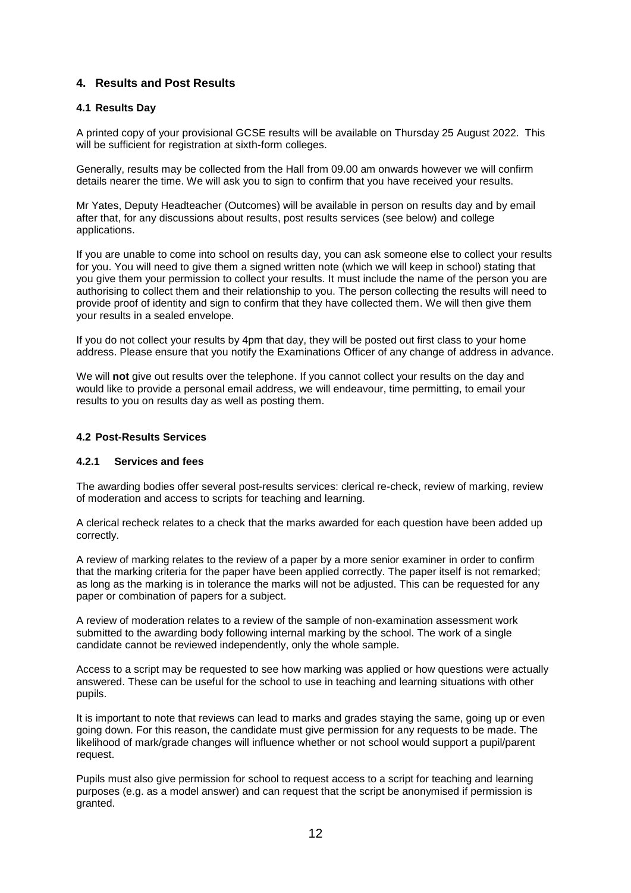## 4. Results and Post Results

### 4.1 Results Day

A printed copy of your provisional GCSE results will be available on Thursday 25 August 2022. This will be sufficient for registration at sixth-form colleges.

Generally, results may be collected from the Hall from 09.00 am onwards however we will confirm details nearer the time. We will ask you to sign to confirm that you have received your results.

Mr Yates, Deputy Headteacher (Outcomes) will be available in person on results day and by email after that, for any discussions about results, post results services (see below) and college applications.

If you are unable to come into school on results day, you can ask someone else to collect your results for you. You will need to give them a signed written note (which we will keep in school) stating that you give them your permission to collect your results. It must include the name of the person you are authorising to collect them and their relationship to you. The person collecting the results will need to provide proof of identity and sign to confirm that they have collected them. We will then give them your results in a sealed envelope.

If you do not collect your results by 4pm that day, they will be posted out first class to your home address. Please ensure that you notify the Examinations Officer of any change of address in advance.

We will **not** give out results over the telephone. If you cannot collect your results on the day and would like to provide a personal email address, we will endeavour, time permitting, to email your results to you on results day as well as posting them.

### 4.2 Post-Results Services

#### 4.2.1 Services and fees

The awarding bodies offer several post-results services: clerical re-check, review of marking, review of moderation and access to scripts for teaching and learning.

A clerical recheck relates to a check that the marks awarded for each question have been added up correctly.

A review of marking relates to the review of a paper by a more senior examiner in order to confirm that the marking criteria for the paper have been applied correctly. The paper itself is not remarked; as long as the marking is in tolerance the marks will not be adjusted. This can be requested for any paper or combination of papers for a subject.

A review of moderation relates to a review of the sample of non-examination assessment work submitted to the awarding body following internal marking by the school. The work of a single candidate cannot be reviewed independently, only the whole sample.

Access to a script may be requested to see how marking was applied or how questions were actually answered. These can be useful for the school to use in teaching and learning situations with other pupils.

It is important to note that reviews can lead to marks and grades staying the same, going up or even going down. For this reason, the candidate must give permission for any requests to be made. The likelihood of mark/grade changes will influence whether or not school would support a pupil/parent request.

Pupils must also give permission for school to request access to a script for teaching and learning purposes (e.g. as a model answer) and can request that the script be anonymised if permission is granted.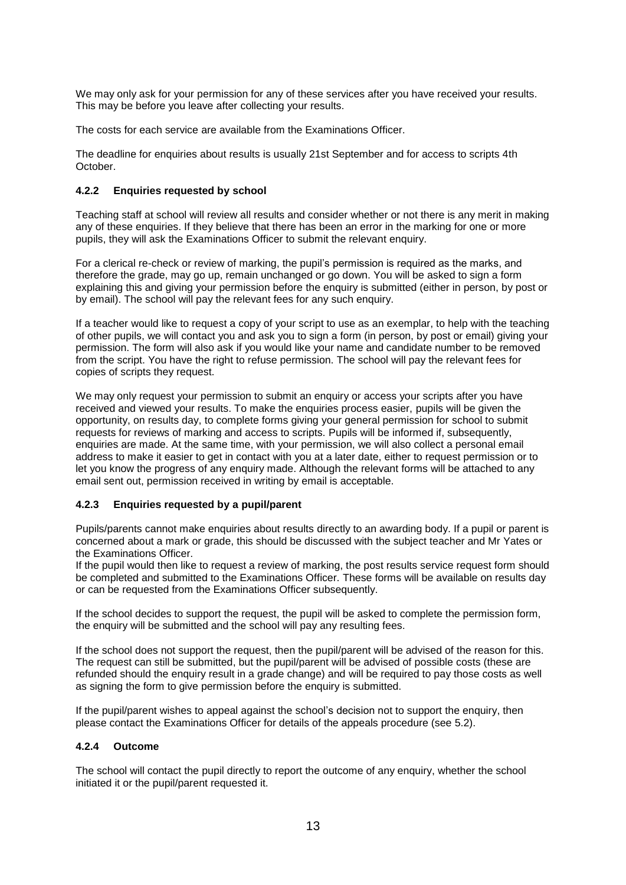We may only ask for your permission for any of these services after you have received your results. This may be before you leave after collecting your results.

The costs for each service are available from the Examinations Officer.

The deadline for enquiries about results is usually 21st September and for access to scripts 4th October.

#### 4.2.2 Enquiries requested by school

Teaching staff at school will review all results and consider whether or not there is any merit in making any of these enquiries. If they believe that there has been an error in the marking for one or more pupils, they will ask the Examinations Officer to submit the relevant enquiry.

For a clerical re-check or review of marking, the pupil's permission is required as the marks, and therefore the grade, may go up, remain unchanged or go down. You will be asked to sign a form explaining this and giving your permission before the enquiry is submitted (either in person, by post or by email). The school will pay the relevant fees for any such enquiry.

If a teacher would like to request a copy of your script to use as an exemplar, to help with the teaching of other pupils, we will contact you and ask you to sign a form (in person, by post or email) giving your permission. The form will also ask if you would like your name and candidate number to be removed from the script. You have the right to refuse permission. The school will pay the relevant fees for copies of scripts they request.

We may only request your permission to submit an enquiry or access your scripts after you have received and viewed your results. To make the enquiries process easier, pupils will be given the opportunity, on results day, to complete forms giving your general permission for school to submit requests for reviews of marking and access to scripts. Pupils will be informed if, subsequently, enquiries are made. At the same time, with your permission, we will also collect a personal email address to make it easier to get in contact with you at a later date, either to request permission or to let you know the progress of any enquiry made. Although the relevant forms will be attached to any email sent out, permission received in writing by email is acceptable.

#### 4.2.3 Enquiries requested by a pupil/parent

Pupils/parents cannot make enquiries about results directly to an awarding body. If a pupil or parent is concerned about a mark or grade, this should be discussed with the subject teacher and Mr Yates or the Examinations Officer.
If the pupil would then like to request a review of marking, the post results service request form should be completed and submitted to the Examinations Officer. These forms will be available on results day or can be requested from the Examinations Officer subsequently.

If the school decides to support the request, the pupil will be asked to complete the permission form, the enquiry will be submitted and the school will pay any resulting fees.

If the school does not support the request, then the pupil/parent will be advised of the reason for this. The request can still be submitted, but the pupil/parent will be advised of possible costs (these are refunded should the enquiry result in a grade change) and will be required to pay those costs as well as signing the form to give permission before the enquiry is submitted.

If the pupil/parent wishes to appeal against the school's decision not to support the enquiry, then please contact the Examinations Officer for details of the appeals procedure (see 5.2).

#### 4.2.4 Outcome

The school will contact the pupil directly to report the outcome of any enquiry, whether the school initiated it or the pupil/parent requested it.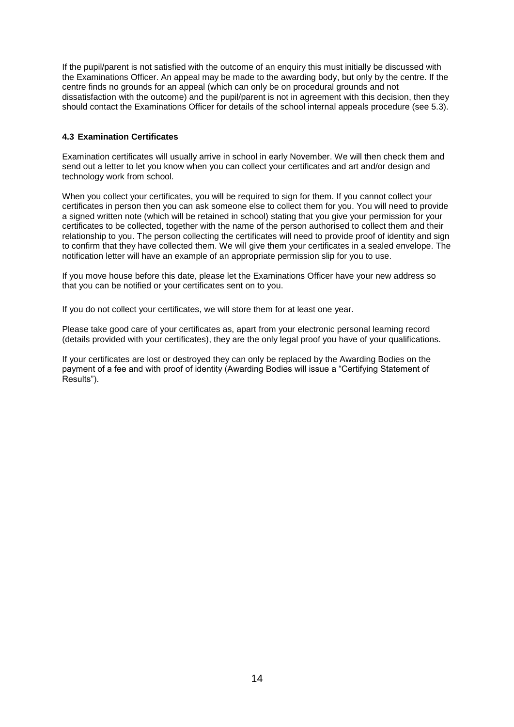If the pupil/parent is not satisfied with the outcome of an enquiry this must initially be discussed with the Examinations Officer. An appeal may be made to the awarding body, but only by the centre. If the centre finds no grounds for an appeal (which can only be on procedural grounds and not dissatisfaction with the outcome) and the pupil/parent is not in agreement with this decision, then they should contact the Examinations Officer for details of the school internal appeals procedure (see 5.3).

#### 4.3 Examination Certificates

Examination certificates will usually arrive in school in early November. We will then check them and send out a letter to let you know when you can collect your certificates and art and/or design and technology work from school.

When you collect your certificates, you will be required to sign for them. If you cannot collect your certificates in person then you can ask someone else to collect them for you. You will need to provide a signed written note (which will be retained in school) stating that you give your permission for your certificates to be collected, together with the name of the person authorised to collect them and their relationship to you. The person collecting the certificates will need to provide proof of identity and sign to confirm that they have collected them. We will give them your certificates in a sealed envelope. The notification letter will have an example of an appropriate permission slip for you to use.

If you move house before this date, please let the Examinations Officer have your new address so that you can be notified or your certificates sent on to you.

If you do not collect your certificates, we will store them for at least one year.

Please take good care of your certificates as, apart from your electronic personal learning record (details provided with your certificates), they are the only legal proof you have of your qualifications.

If your certificates are lost or destroyed they can only be replaced by the Awarding Bodies on the payment of a fee and with proof of identity (Awarding Bodies will issue a "Certifying Statement of Results").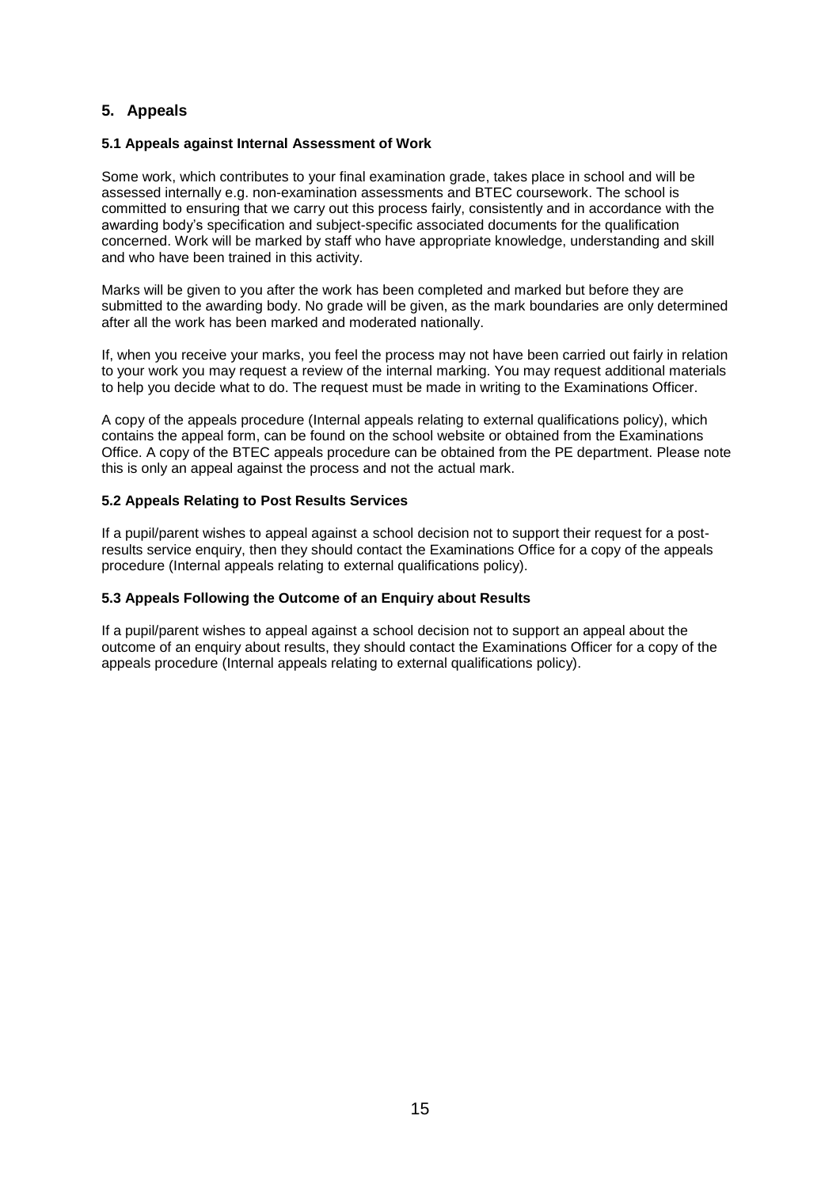## 5. Appeals

### 5.1 Appeals against Internal Assessment of Work

Some work, which contributes to your final examination grade, takes place in school and will be assessed internally e.g. non-examination assessments and BTEC coursework. The school is committed to ensuring that we carry out this process fairly, consistently and in accordance with the awarding body's specification and subject-specific associated documents for the qualification concerned. Work will be marked by staff who have appropriate knowledge, understanding and skill and who have been trained in this activity.

Marks will be given to you after the work has been completed and marked but before they are submitted to the awarding body. No grade will be given, as the mark boundaries are only determined after all the work has been marked and moderated nationally.

If, when you receive your marks, you feel the process may not have been carried out fairly in relation to your work you may request a review of the internal marking. You may request additional materials to help you decide what to do. The request must be made in writing to the Examinations Officer.

A copy of the appeals procedure (Internal appeals relating to external qualifications policy), which contains the appeal form, can be found on the school website or obtained from the Examinations Office. A copy of the BTEC appeals procedure can be obtained from the PE department. Please note this is only an appeal against the process and not the actual mark.

### 5.2 Appeals Relating to Post Results Services

If a pupil/parent wishes to appeal against a school decision not to support their request for a post-results service enquiry, then they should contact the Examinations Office for a copy of the appeals procedure (Internal appeals relating to external qualifications policy).

### 5.3 Appeals Following the Outcome of an Enquiry about Results

If a pupil/parent wishes to appeal against a school decision not to support an appeal about the outcome of an enquiry about results, they should contact the Examinations Officer for a copy of the appeals procedure (Internal appeals relating to external qualifications policy).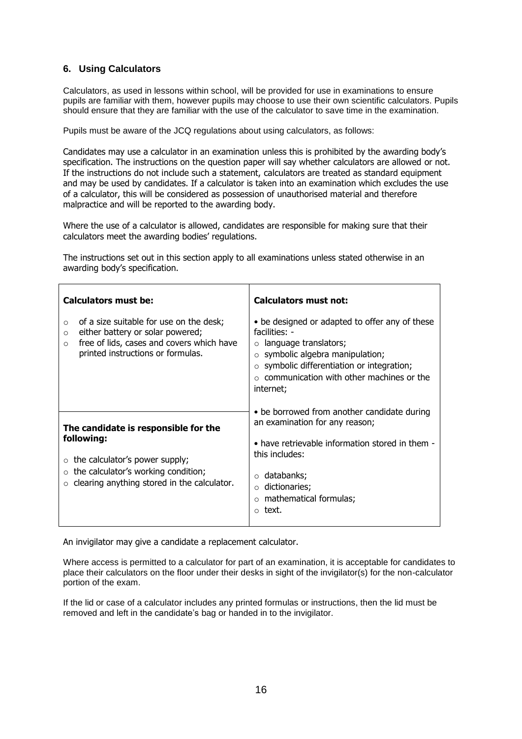## 6. Using Calculators

Calculators, as used in lessons within school, will be provided for use in examinations to ensure pupils are familiar with them, however pupils may choose to use their own scientific calculators. Pupils should ensure that they are familiar with the use of the calculator to save time in the examination.

Pupils must be aware of the JCQ regulations about using calculators, as follows:

Candidates may use a calculator in an examination unless this is prohibited by the awarding body's specification. The instructions on the question paper will say whether calculators are allowed or not. If the instructions do not include such a statement, calculators are treated as standard equipment and may be used by candidates. If a calculator is taken into an examination which excludes the use of a calculator, this will be considered as possession of unauthorised material and therefore malpractice and will be reported to the awarding body.

Where the use of a calculator is allowed, candidates are responsible for making sure that their calculators meet the awarding bodies' regulations.

The instructions set out in this section apply to all examinations unless stated otherwise in an awarding body's specification.

| **Calculators must be:** | **Calculators must not:** |
|---|---|
| ○ of a size suitable for use on the desk;<br>○ either battery or solar powered;<br>○ free of lids, cases and covers which have printed instructions or formulas. | • be designed or adapted to offer any of these facilities: -<br>○ language translators;<br>○ symbolic algebra manipulation;<br>○ symbolic differentiation or integration;<br>○ communication with other machines or the internet; |
| **The candidate is responsible for the following:**<br>○ the calculator's power supply;<br>○ the calculator's working condition;<br>○ clearing anything stored in the calculator. | • be borrowed from another candidate during an examination for any reason;<br>• have retrievable information stored in them - this includes:<br>○ databanks;<br>○ dictionaries;<br>○ mathematical formulas;<br>○ text. |

An invigilator may give a candidate a replacement calculator.

Where access is permitted to a calculator for part of an examination, it is acceptable for candidates to place their calculators on the floor under their desks in sight of the invigilator(s) for the non-calculator portion of the exam.

If the lid or case of a calculator includes any printed formulas or instructions, then the lid must be removed and left in the candidate's bag or handed in to the invigilator.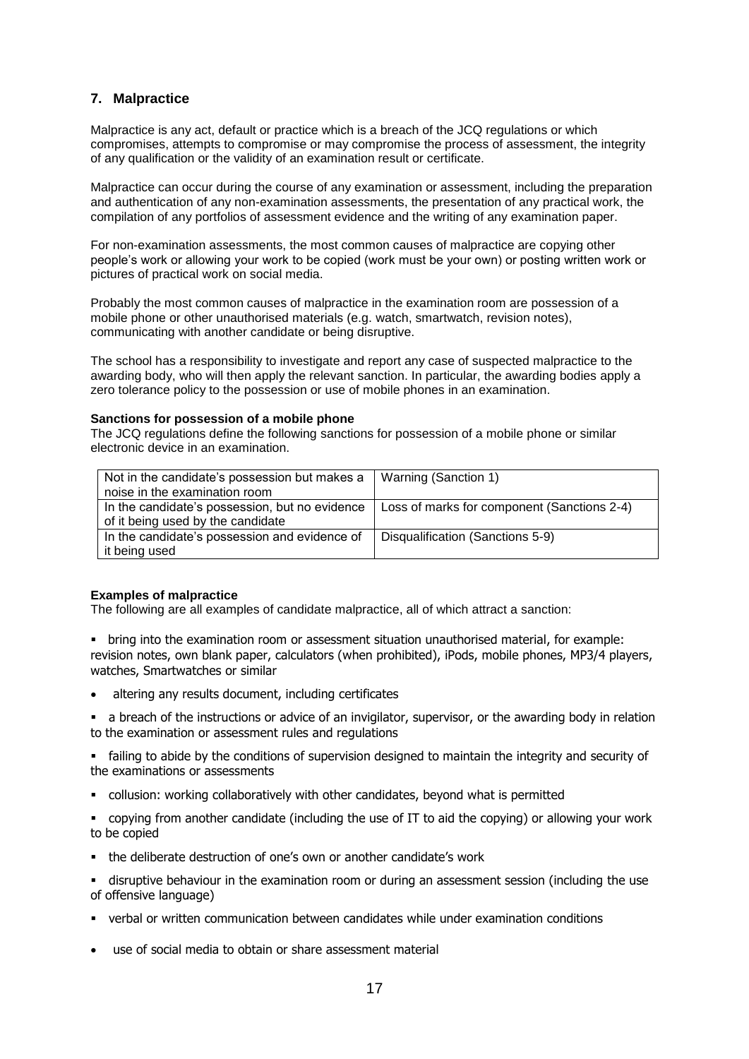## 7. Malpractice

Malpractice is any act, default or practice which is a breach of the JCQ regulations or which compromises, attempts to compromise or may compromise the process of assessment, the integrity of any qualification or the validity of an examination result or certificate.

Malpractice can occur during the course of any examination or assessment, including the preparation and authentication of any non-examination assessments, the presentation of any practical work, the compilation of any portfolios of assessment evidence and the writing of any examination paper.

For non-examination assessments, the most common causes of malpractice are copying other people's work or allowing your work to be copied (work must be your own) or posting written work or pictures of practical work on social media.

Probably the most common causes of malpractice in the examination room are possession of a mobile phone or other unauthorised materials (e.g. watch, smartwatch, revision notes), communicating with another candidate or being disruptive.

The school has a responsibility to investigate and report any case of suspected malpractice to the awarding body, who will then apply the relevant sanction. In particular, the awarding bodies apply a zero tolerance policy to the possession or use of mobile phones in an examination.

**Sanctions for possession of a mobile phone**

The JCQ regulations define the following sanctions for possession of a mobile phone or similar electronic device in an examination.

| | |
|---|---|
| Not in the candidate's possession but makes a noise in the examination room | Warning (Sanction 1) |
| In the candidate's possession, but no evidence of it being used by the candidate | Loss of marks for component (Sanctions 2-4) |
| In the candidate's possession and evidence of it being used | Disqualification (Sanctions 5-9) |

**Examples of malpractice**

The following are all examples of candidate malpractice, all of which attract a sanction:

- bring into the examination room or assessment situation unauthorised material, for example: revision notes, own blank paper, calculators (when prohibited), iPods, mobile phones, MP3/4 players, watches, Smartwatches or similar
- altering any results document, including certificates
- a breach of the instructions or advice of an invigilator, supervisor, or the awarding body in relation to the examination or assessment rules and regulations
- failing to abide by the conditions of supervision designed to maintain the integrity and security of the examinations or assessments
- collusion: working collaboratively with other candidates, beyond what is permitted
- copying from another candidate (including the use of IT to aid the copying) or allowing your work to be copied
- the deliberate destruction of one's own or another candidate's work
- disruptive behaviour in the examination room or during an assessment session (including the use of offensive language)
- verbal or written communication between candidates while under examination conditions
- use of social media to obtain or share assessment material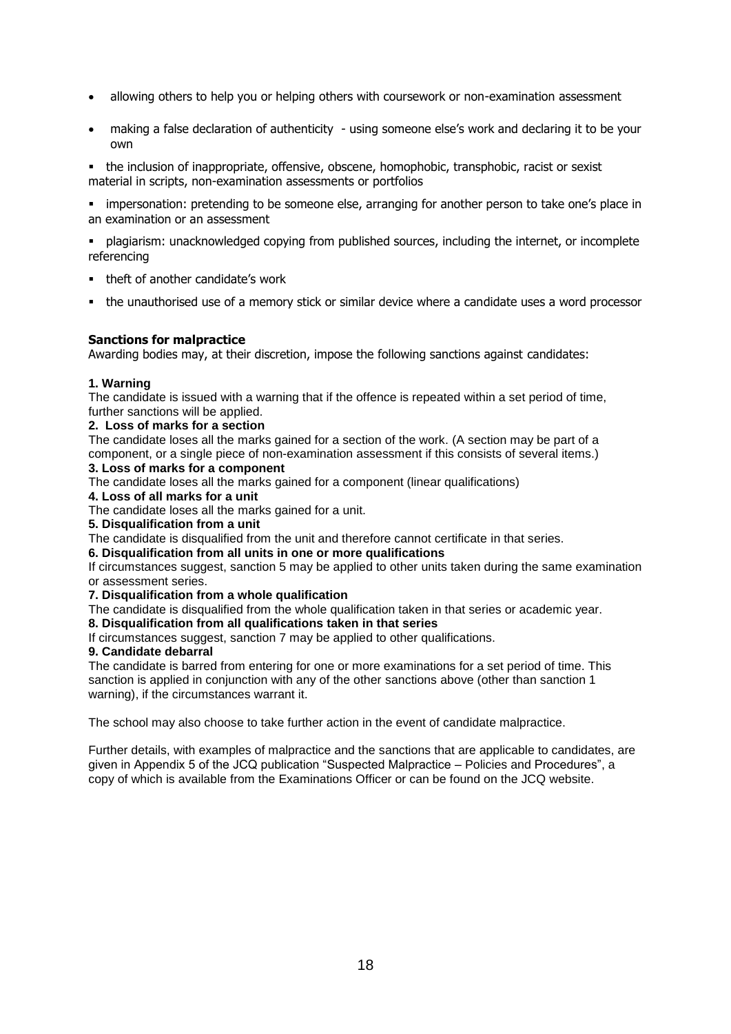- allowing others to help you or helping others with coursework or non-examination assessment
- making a false declaration of authenticity - using someone else's work and declaring it to be your own
- the inclusion of inappropriate, offensive, obscene, homophobic, transphobic, racist or sexist material in scripts, non-examination assessments or portfolios
- impersonation: pretending to be someone else, arranging for another person to take one's place in an examination or an assessment
- plagiarism: unacknowledged copying from published sources, including the internet, or incomplete referencing
- theft of another candidate's work
- the unauthorised use of a memory stick or similar device where a candidate uses a word processor

**Sanctions for malpractice**

Awarding bodies may, at their discretion, impose the following sanctions against candidates:

**1. Warning**

The candidate is issued with a warning that if the offence is repeated within a set period of time, further sanctions will be applied.

**2. Loss of marks for a section**

The candidate loses all the marks gained for a section of the work. (A section may be part of a component, or a single piece of non-examination assessment if this consists of several items.)

**3. Loss of marks for a component**

The candidate loses all the marks gained for a component (linear qualifications)

**4. Loss of all marks for a unit**

The candidate loses all the marks gained for a unit.

**5. Disqualification from a unit**

The candidate is disqualified from the unit and therefore cannot certificate in that series.

**6. Disqualification from all units in one or more qualifications**

If circumstances suggest, sanction 5 may be applied to other units taken during the same examination or assessment series.

**7. Disqualification from a whole qualification**

The candidate is disqualified from the whole qualification taken in that series or academic year.

**8. Disqualification from all qualifications taken in that series**

If circumstances suggest, sanction 7 may be applied to other qualifications.

**9. Candidate debarral**

The candidate is barred from entering for one or more examinations for a set period of time. This sanction is applied in conjunction with any of the other sanctions above (other than sanction 1 warning), if the circumstances warrant it.

The school may also choose to take further action in the event of candidate malpractice.

Further details, with examples of malpractice and the sanctions that are applicable to candidates, are given in Appendix 5 of the JCQ publication "Suspected Malpractice – Policies and Procedures", a copy of which is available from the Examinations Officer or can be found on the JCQ website.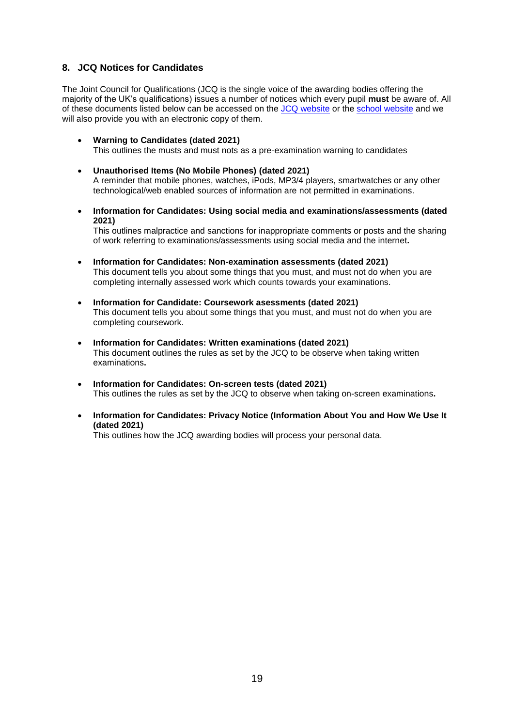## 8. JCQ Notices for Candidates

The Joint Council for Qualifications (JCQ is the single voice of the awarding bodies offering the majority of the UK's qualifications) issues a number of notices which every pupil **must** be aware of. All of these documents listed below can be accessed on the JCQ website or the school website and we will also provide you with an electronic copy of them.

- **Warning to Candidates (dated 2021)**
  This outlines the musts and must nots as a pre-examination warning to candidates

- **Unauthorised Items (No Mobile Phones) (dated 2021)**
  A reminder that mobile phones, watches, iPods, MP3/4 players, smartwatches or any other technological/web enabled sources of information are not permitted in examinations.

- **Information for Candidates: Using social media and examinations/assessments (dated 2021)**
  This outlines malpractice and sanctions for inappropriate comments or posts and the sharing of work referring to examinations/assessments using social media and the internet**.**

- **Information for Candidates: Non-examination assessments (dated 2021)**
  This document tells you about some things that you must, and must not do when you are completing internally assessed work which counts towards your examinations.

- **Information for Candidate: Coursework asessments (dated 2021)**
  This document tells you about some things that you must, and must not do when you are completing coursework.

- **Information for Candidates: Written examinations (dated 2021)**
  This document outlines the rules as set by the JCQ to be observe when taking written examinations**.**

- **Information for Candidates: On-screen tests (dated 2021)**
  This outlines the rules as set by the JCQ to observe when taking on-screen examinations**.**

- **Information for Candidates: Privacy Notice (Information About You and How We Use It (dated 2021)**
  This outlines how the JCQ awarding bodies will process your personal data.